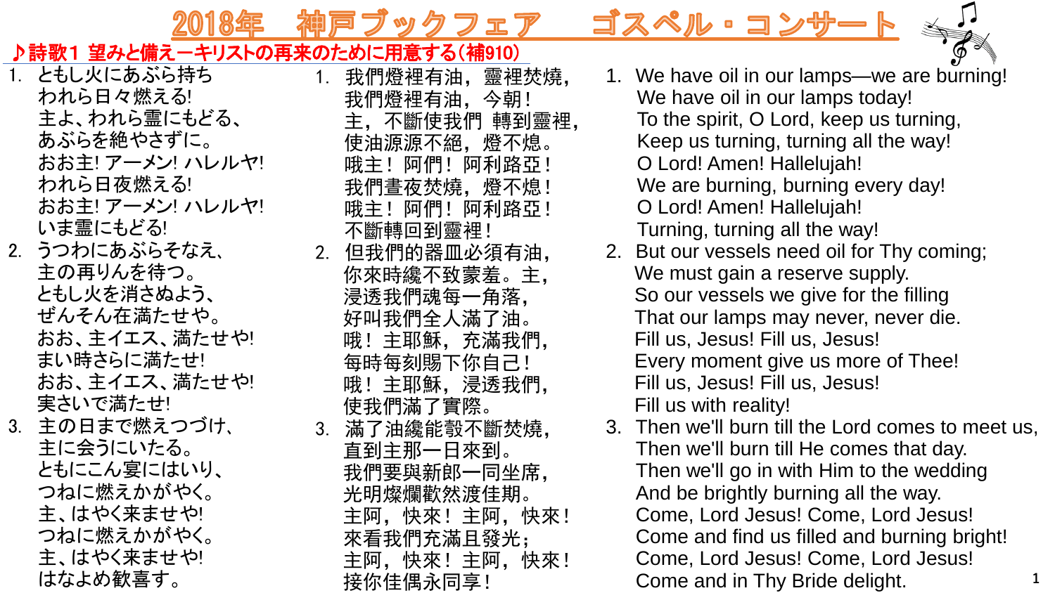# 2018年　神戸ブックフェア　ゴスペル・コンサート

## ♪詩歌1 望みと備えーキリストの再来のために用意する(補910)

1. ともし火にあぶら持ち
   われら日々燃える!
   主よ、われら霊にもどる、
   あぶらを絶やさずに。
   おお主! アーメン! ハレルヤ!
   われら日夜燃える!
   おお主! アーメン! ハレルヤ!
   いま霊にもどる!
2. うつわにあぶらそなえ、
   主の再りんを待つ。
   ともし火を消さぬよう、
   ぜんそん在満たせや。
   おお、主イエス、満たせや!
   まい時さらに満たせ!
   おお、主イエス、満たせや!
   実さいで満たせ!
3. 主の日まで燃えつづけ、
   主に会うにいたる。
   ともにこん宴にはいり、
   つねに燃えかがやく。
   主、はやく来ませや!
   つねに燃えかがやく。
   主、はやく来ませや!
   はなよめ歓喜す。

1. 我們燈裡有油，靈裡焚燒，
   我們燈裡有油，今朝！
   主，不斷使我們 轉到靈裡，
   使油源源不絕，燈不熄。
   哦主！ 阿們！ 阿利路亞！
   我們晝夜焚燒，燈不熄！
   哦主！ 阿們！ 阿利路亞！
   不斷轉回到靈裡！
2. 但我們的器皿必須有油，
   你來時纔不致蒙羞。主，
   浸透我們魂每一角落，
   好叫我們全人滿了油。
   哦！ 主耶穌，充滿我們，
   每時每刻賜下你自己！
   哦！ 主耶穌，浸透我們，
   使我們滿了實際。
3. 滿了油纔能彀不斷焚燒，
   直到主那一日來到。
   我們要與新郎一同坐席，
   光明燦爛歡然渡佳期。
   主阿，快來！ 主阿，快來！
   來看我們充滿且發光；
   主阿，快來！ 主阿，快來！
   接你佳偶永同享！

1. We have oil in our lamps—we are burning!
   We have oil in our lamps today!
   To the spirit, O Lord, keep us turning,
   Keep us turning, turning all the way!
   O Lord! Amen! Hallelujah!
   We are burning, burning every day!
   O Lord! Amen! Hallelujah!
   Turning, turning all the way!
2. But our vessels need oil for Thy coming;
   We must gain a reserve supply.
   So our vessels we give for the filling
   That our lamps may never, never die.
   Fill us, Jesus! Fill us, Jesus!
   Every moment give us more of Thee!
   Fill us, Jesus! Fill us, Jesus!
   Fill us with reality!
3. Then we'll burn till the Lord comes to meet us,
   Then we'll burn till He comes that day.
   Then we'll go in with Him to the wedding
   And be brightly burning all the way.
   Come, Lord Jesus! Come, Lord Jesus!
   Come and find us filled and burning bright!
   Come, Lord Jesus! Come, Lord Jesus!
   Come and in Thy Bride delight.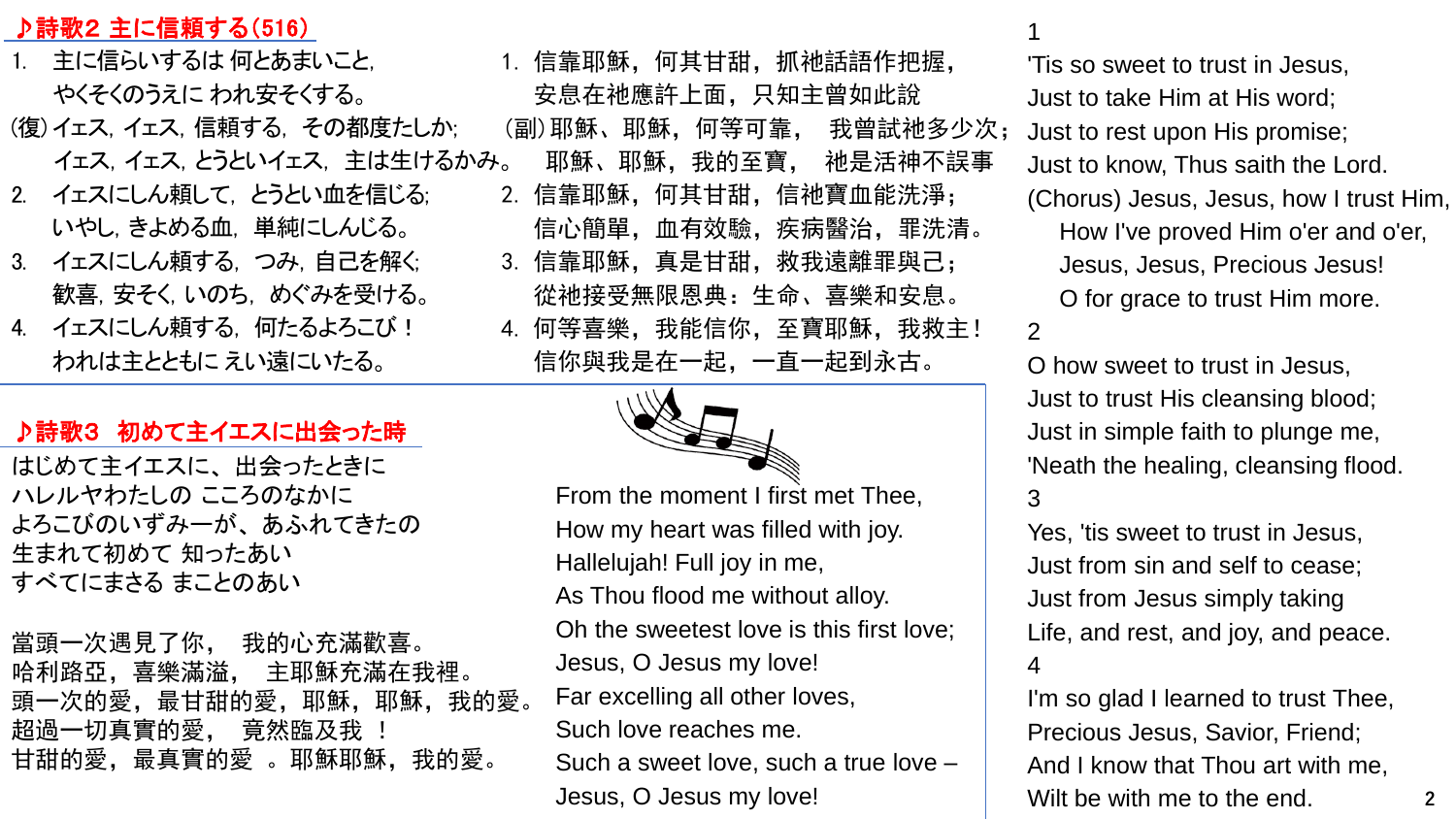## ♪詩歌2 主に信頼する(516)

1. 主に信らいするは 何とあまいこと,
   やくそくのうえに われ安そくする。

(復) イエス, イエス, 信頼する, その都度たしか;
   イエス, イエス, とうといイエス, 主は生けるかみ。

2. イエスにしん頼して, とうとい血を信じる;
   いやし, きよめる血, 単純にしんじる。

3. イエスにしん頼する, つみ, 自己を解く;
   歓喜, 安そく, いのち, めぐみを受ける。

4. イエスにしん頼する, 何たるよろこび！
   われは主とともに えい遠にいたる。

1. 信靠耶穌，何其甘甜，抓祂話語作把握，
   安息在祂應許上面，只知主曾如此說

(副) 耶穌、耶穌，何等可靠， 我曾試祂多少次；
   耶穌、耶穌，我的至寶， 祂是活神不誤事

2. 信靠耶穌，何其甘甜，信祂寶血能洗淨；
   信心簡單，血有效驗，疾病醫治，罪洗清。

3. 信靠耶穌，真是甘甜，救我遠離罪與己；
   從祂接受無限恩典：生命、喜樂和安息。

4. 何等喜樂，我能信你，至寶耶穌，我救主！
   信你與我是在一起，一直一起到永古。

1
'Tis so sweet to trust in Jesus,
Just to take Him at His word;
Just to rest upon His promise;
Just to know, Thus saith the Lord.

(Chorus) Jesus, Jesus, how I trust Him,
How I've proved Him o'er and o'er,
Jesus, Jesus, Precious Jesus!
O for grace to trust Him more.

2
O how sweet to trust in Jesus,
Just to trust His cleansing blood;
Just in simple faith to plunge me,
'Neath the healing, cleansing flood.

3
Yes, 'tis sweet to trust in Jesus,
Just from sin and self to cease;
Just from Jesus simply taking
Life, and rest, and joy, and peace.

4
I'm so glad I learned to trust Thee,
Precious Jesus, Savior, Friend;
And I know that Thou art with me,
Wilt be with me to the end.

## ♪詩歌3 初めて主イエスに出会った時

はじめて主イエスに、出会ったときに
ハレルヤわたしの こころのなかに
よろこびのいずみーが、あふれてきたの
生まれて初めて 知ったあい
すべてにまさる まことのあい

當頭一次遇見了你， 我的心充滿歡喜。
哈利路亞，喜樂滿溢， 主耶穌充滿在我裡。
頭一次的愛，最甘甜的愛，耶穌，耶穌，我的愛。
超過一切真實的愛， 竟然臨及我 ！
甘甜的愛，最真實的愛 。耶穌耶穌，我的愛。

From the moment I first met Thee,
How my heart was filled with joy.
Hallelujah! Full joy in me,
As Thou flood me without alloy.
Oh the sweetest love is this first love;
Jesus, O Jesus my love!
Far excelling all other loves,
Such love reaches me.
Such a sweet love, such a true love –
Jesus, O Jesus my love!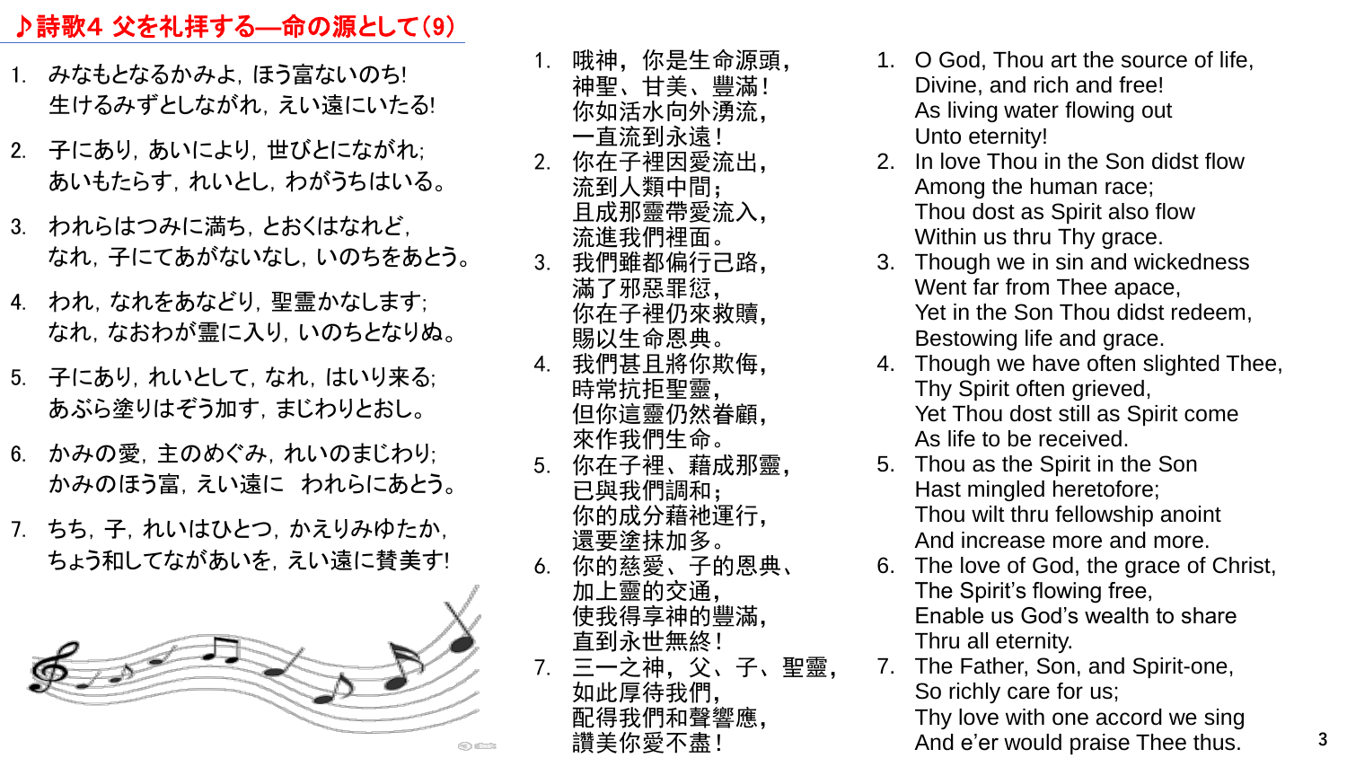## ♪詩歌4 父を礼拝する—命の源として(9)

1. みなもとなるかみよ，ほう富ないのち!
   生けるみずとしながれ，えい遠にいたる!
2. 子にあり，あいにより，世びとにながれ;
   あいもたらす，れいとし，わがうちはいる。
3. われらはつみに満ち，とおくはなれど，
   なれ，子にてあがないなし，いのちをあとう。
4. われ，なれをあなどり，聖霊かなします;
   なれ，なおわが霊に入り，いのちとなりぬ。
5. 子にあり，れいとして，なれ，はいり来る;
   あぶら塗りはぞう加す，まじわりとおし。
6. かみの愛，主のめぐみ，れいのまじわり;
   かみのほう富，えい遠に　われらにあとう。
7. ちち，子，れいはひとつ，かえりみゆたか，
   ちょう和してながあいを，えい遠に賛美す!

1. 哦神，你是生命源頭，
   神聖、甘美、豐滿！
   你如活水向外湧流，
   一直流到永遠！
2. 你在子裡因愛流出，
   流到人類中間；
   且成那靈帶愛流入，
   流進我們裡面。
3. 我們雖都偏行己路，
   滿了邪惡罪愆，
   你在子裡仍來救贖，
   賜以生命恩典。
4. 我們甚且將你欺侮，
   時常抗拒聖靈，
   但你這靈仍然眷顧，
   來作我們生命。
5. 你在子裡、藉成那靈，
   已與我們調和；
   你的成分藉祂運行，
   還要塗抹加多。
6. 你的慈愛、子的恩典、
   加上靈的交通，
   使我得享神的豐滿，
   直到永世無終！
7. 三一之神，父、子、聖靈，
   如此厚待我們，
   配得我們和聲響應，
   讚美你愛不盡！

1. O God, Thou art the source of life,
   Divine, and rich and free!
   As living water flowing out
   Unto eternity!
2. In love Thou in the Son didst flow
   Among the human race;
   Thou dost as Spirit also flow
   Within us thru Thy grace.
3. Though we in sin and wickedness
   Went far from Thee apace,
   Yet in the Son Thou didst redeem,
   Bestowing life and grace.
4. Though we have often slighted Thee,
   Thy Spirit often grieved,
   Yet Thou dost still as Spirit come
   As life to be received.
5. Thou as the Spirit in the Son
   Hast mingled heretofore;
   Thou wilt thru fellowship anoint
   And increase more and more.
6. The love of God, the grace of Christ,
   The Spirit's flowing free,
   Enable us God's wealth to share
   Thru all eternity.
7. The Father, Son, and Spirit-one,
   So richly care for us;
   Thy love with one accord we sing
   And e'er would praise Thee thus.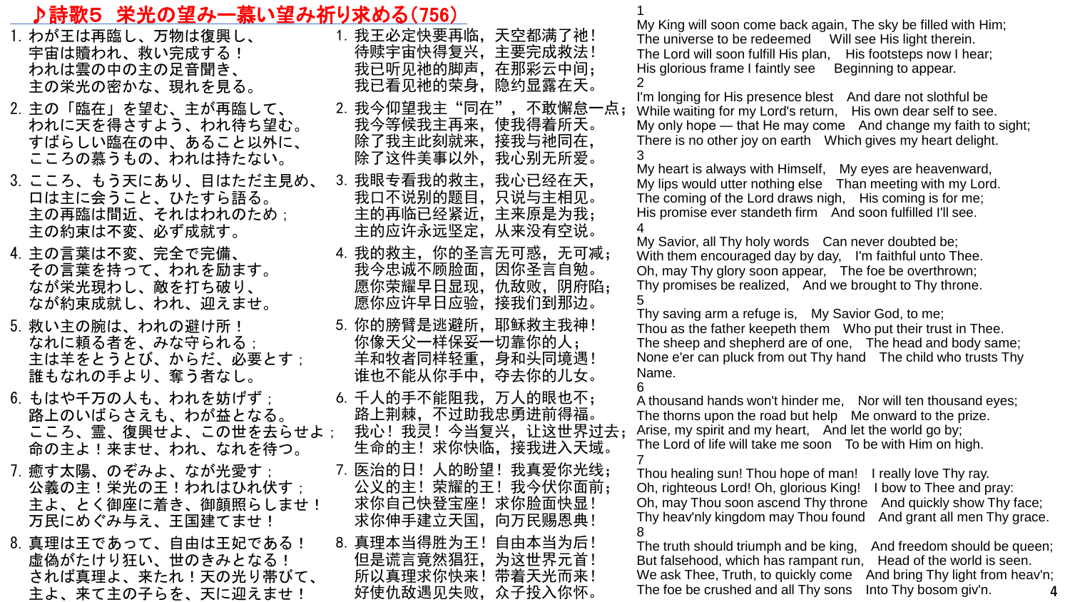# ♪詩歌5　栄光の望み—慕い望み祈り求める(756)

1. わが王は再臨し、万物は復興し、
宇宙は贖われ、救い完成する！
われは雲の中の主の足音聞き、
主の栄光の密かな、現れを見る。

2. 主の「臨在」を望む、主が再臨して、
われに天を得さすよう、われ待ち望む。
すばらしい臨在の中、あること以外に、
こころの慕うもの、われは持たない。

3. こころ、もう天にあり、目はただ主見め、
口は主に会うこと、ひたすら語る。
主の再臨は間近、それはわれのため；
主の約束は不変、必ず成就す。

4. 主の言葉は不変、完全で完備、
その言葉を持って、われを励ます。
なが栄光現わし、敵を打ち破り、
なが約束成就し、われ、迎えませ。

5. 救い主の腕は、われの避け所！
なれに頼る者を、みな守られる；
主は羊をとうとび、からだ、必要とす；
誰もなれの手より、奪う者なし。

6. もはや千万の人も、われを妨げず；
路上のいばらさえも、わが益となる。
こころ、霊、復興せよ、この世を去らせよ；
命の主よ！来ませ、われ、なれを待つ。

7. 癒す太陽、のぞみよ、なが光愛す；
公義の主！栄光の王！われはひれ伏す；
主よ、とく御座に着き、御顔照らしませ！
万民にめぐみ与え、王国建てませ！

8. 真理は王であって、自由は王妃である！
虚偽がたけり狂い、世のきみとなる！
されば真理よ、来たれ！天の光り帯びて、
主よ、来て主の子らを、天に迎えませ！

1. 我王必定快要再临，天空都满了祂！
待赎宇宙快得复兴，主要完成救法！
我已听见祂的脚声，在那彩云中间；
我已看见祂的荣身，隐约显露在天。

2. 我今仰望我主“同在”，不敢懈怠一点；
我今等候我主再来，使我得着所天。
除了我主此刻就来，接我与祂同在，
除了这件美事以外，我心别无所爱。

3. 我眼专看我的救主，我心已经在天，
我口不说别的题目，只说与主相见。
主的再临已经紧近，主来原是为我；
主的应许永远坚定，从来没有空说。

4. 我的救主，你的圣言无可惑，无可减；
我今忠诚不顾脸面，因你圣言自勉。
愿你荣耀早日显现，仇敌败，阴府陷；
愿你应许早日应验，接我们到那边。

5. 你的膀臂是逃避所，耶稣救主我神！
你像天父一样保妥一切靠你的人；
羊和牧者同样轻重，身和头同境遇！
谁也不能从你手中，夺去你的儿女。

6. 千人的手不能阻我，万人的眼也不；
路上荆棘，不过助我忠勇进前得福。
我心！我灵！今当复兴，让这世界过去；
生命的主！求你快临，接我进入天域。

7. 医治的日！人的盼望！我真爱你光线；
公义的主！荣耀的王！我今伏你面前；
求你自己快登宝座！求你脸面快显！
求你伸手建立天国，向万民赐恩典！

8. 真理本当得胜为王！自由本当为后！
但是谎言竟然猖狂，为这世界元首！
所以真理求你快来！带着天光而来！
好使仇敌遇见失败，众子投入你怀。

1
My King will soon come back again, The sky be filled with Him;
The universe to be redeemed　Will see His light therein.
The Lord will soon fulfill His plan,　His footsteps now I hear;
His glorious frame I faintly see　Beginning to appear.

2
I'm longing for His presence blest　And dare not slothful be
While waiting for my Lord's return,　His own dear self to see.
My only hope — that He may come　And change my faith to sight;
There is no other joy on earth　Which gives my heart delight.

3
My heart is always with Himself,　My eyes are heavenward,
My lips would utter nothing else　Than meeting with my Lord.
The coming of the Lord draws nigh,　His coming is for me;
His promise ever standeth firm　And soon fulfilled I'll see.

4
My Savior, all Thy holy words　Can never doubted be;
With them encouraged day by day,　I'm faithful unto Thee.
Oh, may Thy glory soon appear,　The foe be overthrown;
Thy promises be realized,　And we brought to Thy throne.

5
Thy saving arm a refuge is,　My Savior God, to me;
Thou as the father keepeth them　Who put their trust in Thee.
The sheep and shepherd are of one,　The head and body same;
None e'er can pluck from out Thy hand　The child who trusts Thy Name.

6
A thousand hands won't hinder me,　Nor will ten thousand eyes;
The thorns upon the road but help　Me onward to the prize.
Arise, my spirit and my heart,　And let the world go by;
The Lord of life will take me soon　To be with Him on high.

7
Thou healing sun! Thou hope of man!　I really love Thy ray.
Oh, righteous Lord! Oh, glorious King!　I bow to Thee and pray:
Oh, may Thou soon ascend Thy throne　And quickly show Thy face;
Thy heav'nly kingdom may Thou found　And grant all men Thy grace.

8
The truth should triumph and be king,　And freedom should be queen;
But falsehood, which has rampant run,　Head of the world is seen.
We ask Thee, Truth, to quickly come　And bring Thy light from heav'n;
The foe be crushed and all Thy sons　Into Thy bosom giv'n.